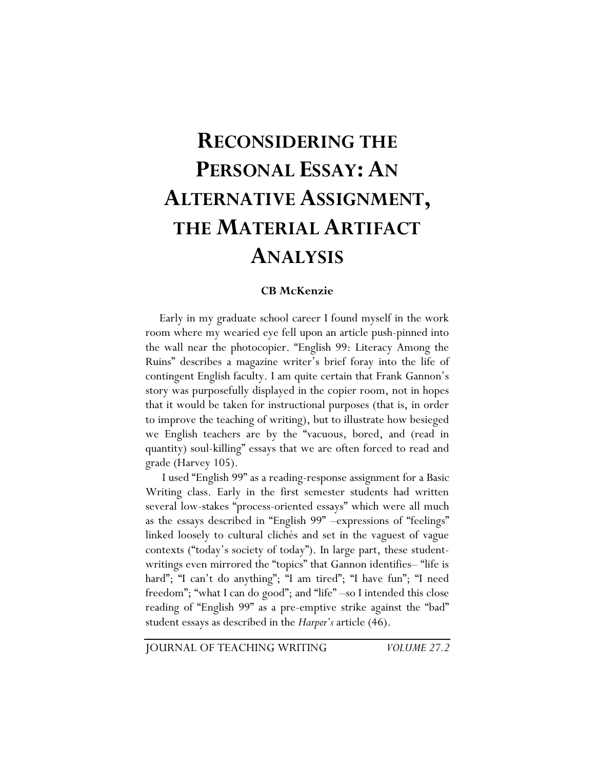# Reconsidering the Personal Essay: An Alternative Assignment, the Material Artifact Analysis

**CB McKenzie**

Early in my graduate school career I found myself in the work room where my wearied eye fell upon an article push-pinned into the wall near the photocopier. "English 99: Literacy Among the Ruins" describes a magazine writer's brief foray into the life of contingent English faculty. I am quite certain that Frank Gannon's story was purposefully displayed in the copier room, not in hopes that it would be taken for instructional purposes (that is, in order to improve the teaching of writing), but to illustrate how besieged we English teachers are by the "vacuous, bored, and (read in quantity) soul-killing" essays that we are often forced to read and grade (Harvey 105).

I used "English 99" as a reading-response assignment for a Basic Writing class. Early in the first semester students had written several low-stakes "process-oriented essays" which were all much as the essays described in "English 99" –expressions of "feelings" linked loosely to cultural clichés and set in the vaguest of vague contexts ("today's society of today"). In large part, these student-writings even mirrored the "topics" that Gannon identifies– "life is hard"; "I can't do anything"; "I am tired"; "I have fun"; "I need freedom"; "what I can do good"; and "life" –so I intended this close reading of "English 99" as a pre-emptive strike against the "bad" student essays as described in the *Harper's* article (46).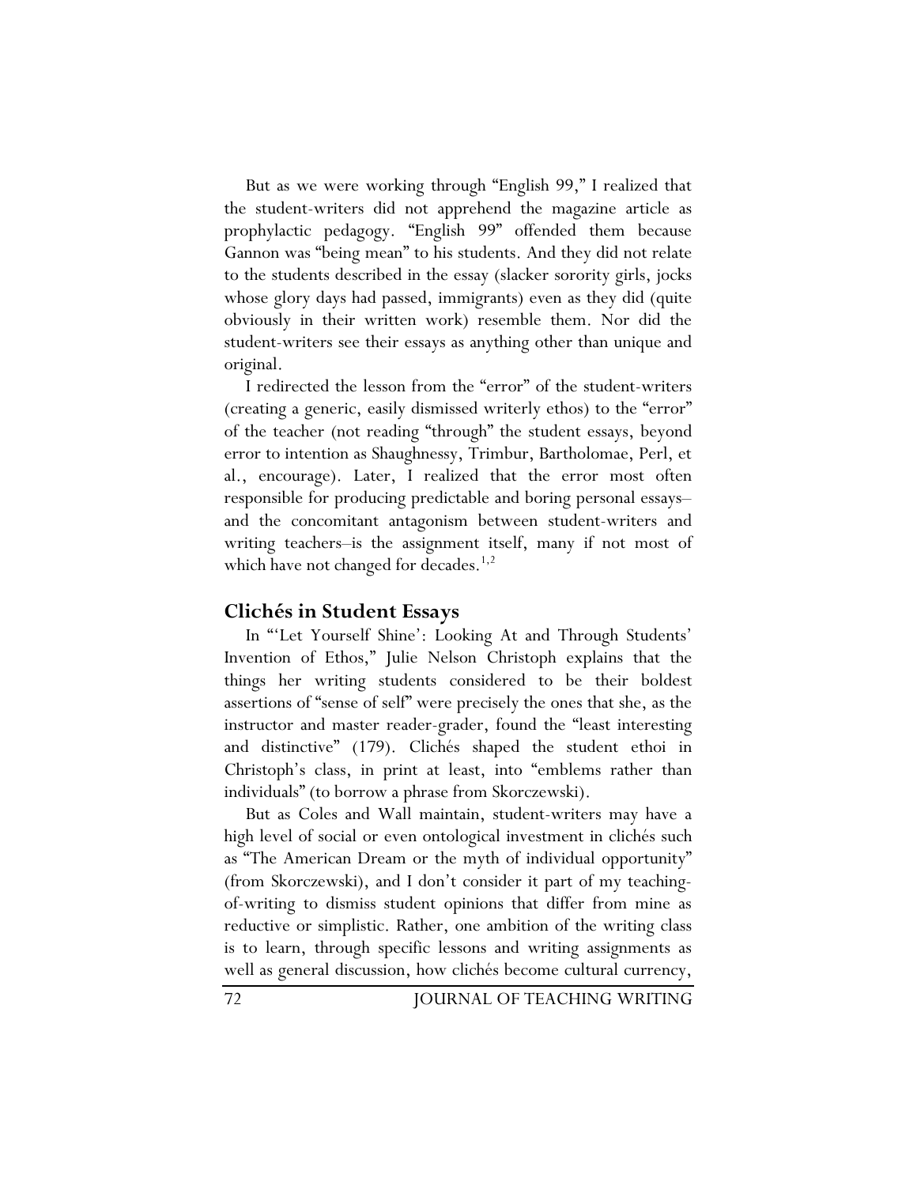But as we were working through "English 99," I realized that the student-writers did not apprehend the magazine article as prophylactic pedagogy. "English 99" offended them because Gannon was "being mean" to his students. And they did not relate to the students described in the essay (slacker sorority girls, jocks whose glory days had passed, immigrants) even as they did (quite obviously in their written work) resemble them. Nor did the student-writers see their essays as anything other than unique and original.

I redirected the lesson from the "error" of the student-writers (creating a generic, easily dismissed writerly ethos) to the "error" of the teacher (not reading "through" the student essays, beyond error to intention as Shaughnessy, Trimbur, Bartholomae, Perl, et al., encourage). Later, I realized that the error most often responsible for producing predictable and boring personal essays–and the concomitant antagonism between student-writers and writing teachers–is the assignment itself, many if not most of which have not changed for decades.[1,2]

## Clichés in Student Essays

In "'Let Yourself Shine': Looking At and Through Students' Invention of Ethos," Julie Nelson Christoph explains that the things her writing students considered to be their boldest assertions of "sense of self" were precisely the ones that she, as the instructor and master reader-grader, found the "least interesting and distinctive" (179). Clichés shaped the student ethoi in Christoph's class, in print at least, into "emblems rather than individuals" (to borrow a phrase from Skorczewski).

But as Coles and Wall maintain, student-writers may have a high level of social or even ontological investment in clichés such as "The American Dream or the myth of individual opportunity" (from Skorczewski), and I don't consider it part of my teaching-of-writing to dismiss student opinions that differ from mine as reductive or simplistic. Rather, one ambition of the writing class is to learn, through specific lessons and writing assignments as well as general discussion, how clichés become cultural currency,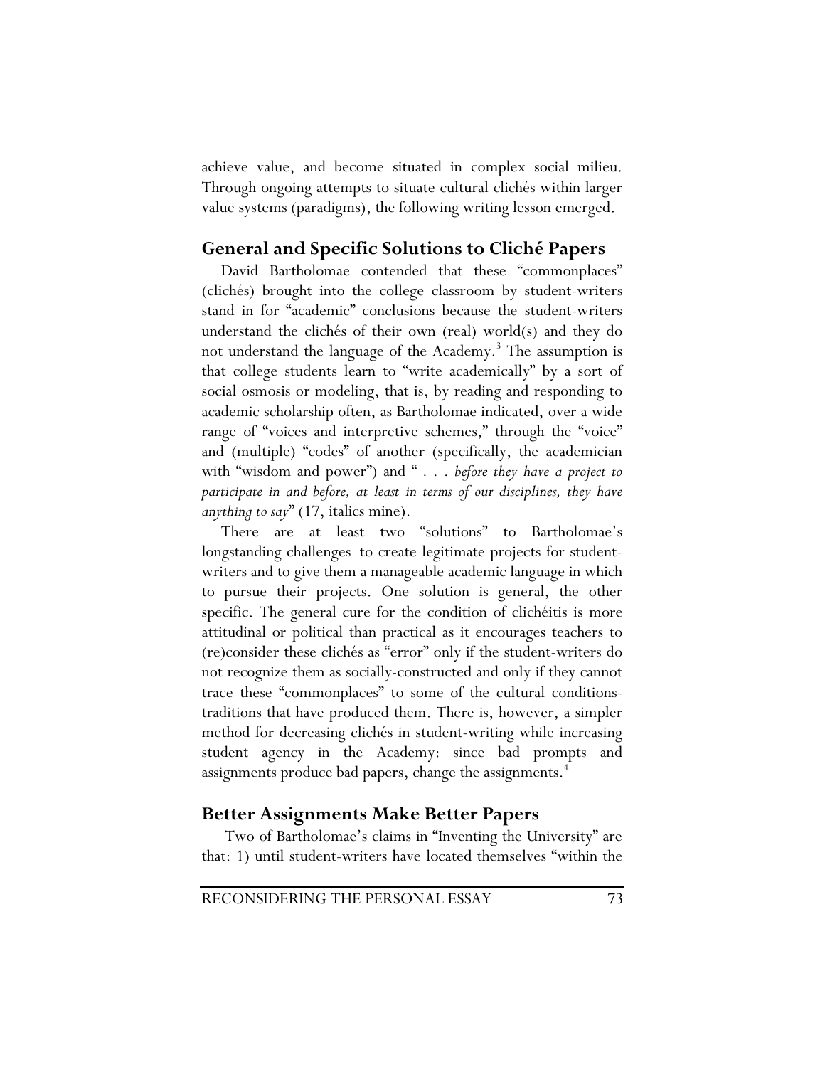achieve value, and become situated in complex social milieu. Through ongoing attempts to situate cultural clichés within larger value systems (paradigms), the following writing lesson emerged.

## General and Specific Solutions to Cliché Papers

David Bartholomae contended that these "commonplaces" (clichés) brought into the college classroom by student-writers stand in for "academic" conclusions because the student-writers understand the clichés of their own (real) world(s) and they do not understand the language of the Academy.[3] The assumption is that college students learn to "write academically" by a sort of social osmosis or modeling, that is, by reading and responding to academic scholarship often, as Bartholomae indicated, over a wide range of "voices and interpretive schemes," through the "voice" and (multiple) "codes" of another (specifically, the academician with "wisdom and power") and " *. . . before they have a project to participate in and before, at least in terms of our disciplines, they have anything to say*" (17, italics mine).

There are at least two "solutions" to Bartholomae's longstanding challenges–to create legitimate projects for student-writers and to give them a manageable academic language in which to pursue their projects. One solution is general, the other specific. The general cure for the condition of clichéitis is more attitudinal or political than practical as it encourages teachers to (re)consider these clichés as "error" only if the student-writers do not recognize them as socially-constructed and only if they cannot trace these "commonplaces" to some of the cultural conditions-traditions that have produced them. There is, however, a simpler method for decreasing clichés in student-writing while increasing student agency in the Academy: since bad prompts and assignments produce bad papers, change the assignments.[4]

## Better Assignments Make Better Papers

Two of Bartholomae's claims in "Inventing the University" are that: 1) until student-writers have located themselves "within the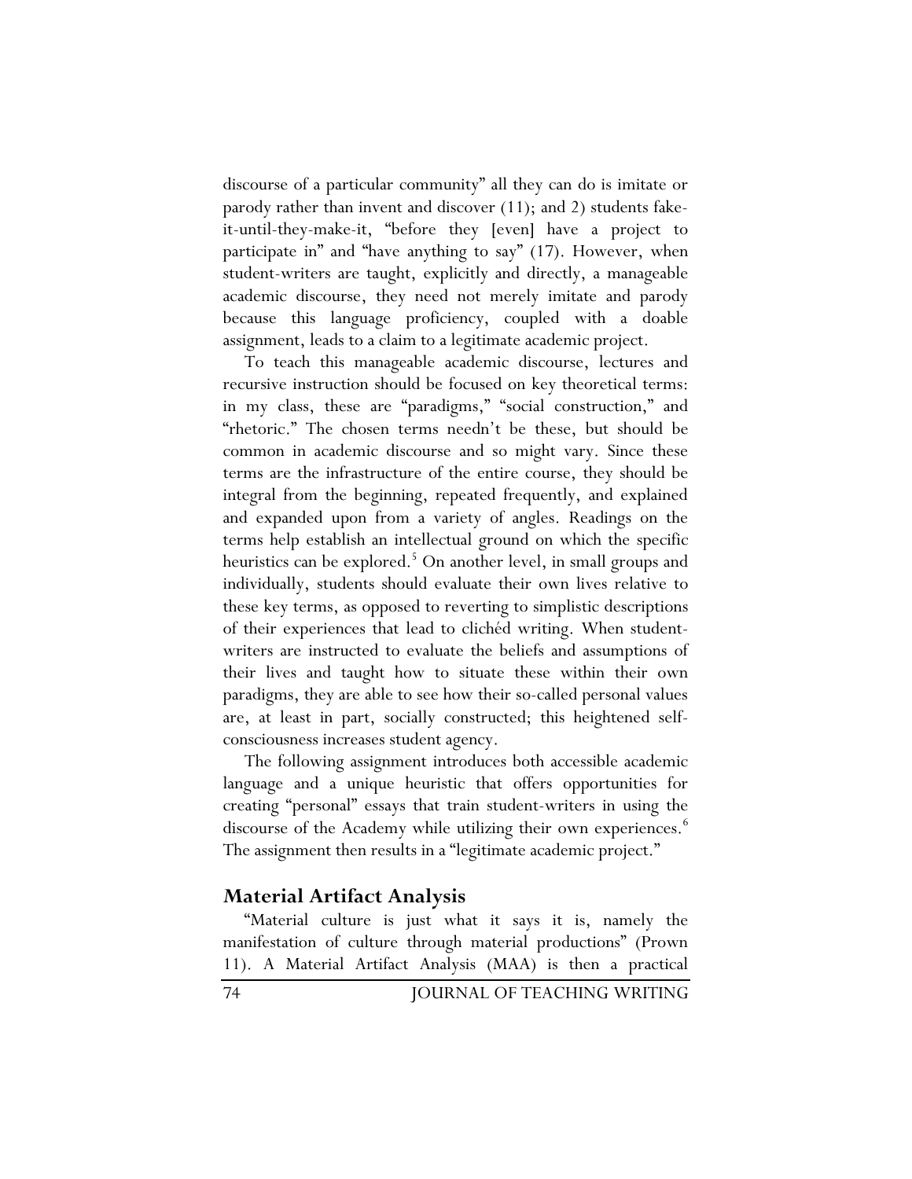discourse of a particular community" all they can do is imitate or parody rather than invent and discover (11); and 2) students fake-it-until-they-make-it, "before they [even] have a project to participate in" and "have anything to say" (17). However, when student-writers are taught, explicitly and directly, a manageable academic discourse, they need not merely imitate and parody because this language proficiency, coupled with a doable assignment, leads to a claim to a legitimate academic project.

To teach this manageable academic discourse, lectures and recursive instruction should be focused on key theoretical terms: in my class, these are "paradigms," "social construction," and "rhetoric." The chosen terms needn't be these, but should be common in academic discourse and so might vary. Since these terms are the infrastructure of the entire course, they should be integral from the beginning, repeated frequently, and explained and expanded upon from a variety of angles. Readings on the terms help establish an intellectual ground on which the specific heuristics can be explored.[5] On another level, in small groups and individually, students should evaluate their own lives relative to these key terms, as opposed to reverting to simplistic descriptions of their experiences that lead to clichéd writing. When student-writers are instructed to evaluate the beliefs and assumptions of their lives and taught how to situate these within their own paradigms, they are able to see how their so-called personal values are, at least in part, socially constructed; this heightened self-consciousness increases student agency.

The following assignment introduces both accessible academic language and a unique heuristic that offers opportunities for creating "personal" essays that train student-writers in using the discourse of the Academy while utilizing their own experiences.[6] The assignment then results in a "legitimate academic project."

## Material Artifact Analysis

"Material culture is just what it says it is, namely the manifestation of culture through material productions" (Prown 11). A Material Artifact Analysis (MAA) is then a practical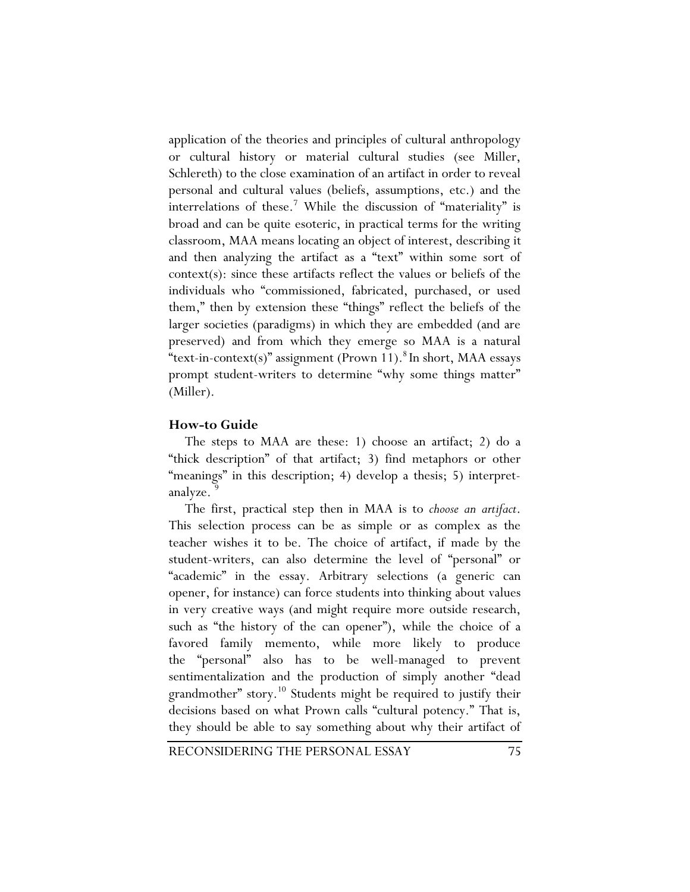application of the theories and principles of cultural anthropology or cultural history or material cultural studies (see Miller, Schlereth) to the close examination of an artifact in order to reveal personal and cultural values (beliefs, assumptions, etc.) and the interrelations of these.[7] While the discussion of "materiality" is broad and can be quite esoteric, in practical terms for the writing classroom, MAA means locating an object of interest, describing it and then analyzing the artifact as a "text" within some sort of context(s): since these artifacts reflect the values or beliefs of the individuals who "commissioned, fabricated, purchased, or used them," then by extension these "things" reflect the beliefs of the larger societies (paradigms) in which they are embedded (and are preserved) and from which they emerge so MAA is a natural "text-in-context(s)" assignment (Prown 11).[8] In short, MAA essays prompt student-writers to determine "why some things matter" (Miller).

## How-to Guide

The steps to MAA are these: 1) choose an artifact; 2) do a "thick description" of that artifact; 3) find metaphors or other "meanings" in this description; 4) develop a thesis; 5) interpret-analyze.[9]

The first, practical step then in MAA is to *choose an artifact*. This selection process can be as simple or as complex as the teacher wishes it to be. The choice of artifact, if made by the student-writers, can also determine the level of "personal" or "academic" in the essay. Arbitrary selections (a generic can opener, for instance) can force students into thinking about values in very creative ways (and might require more outside research, such as "the history of the can opener"), while the choice of a favored family memento, while more likely to produce the "personal" also has to be well-managed to prevent sentimentalization and the production of simply another "dead grandmother" story.[10] Students might be required to justify their decisions based on what Prown calls "cultural potency." That is, they should be able to say something about why their artifact of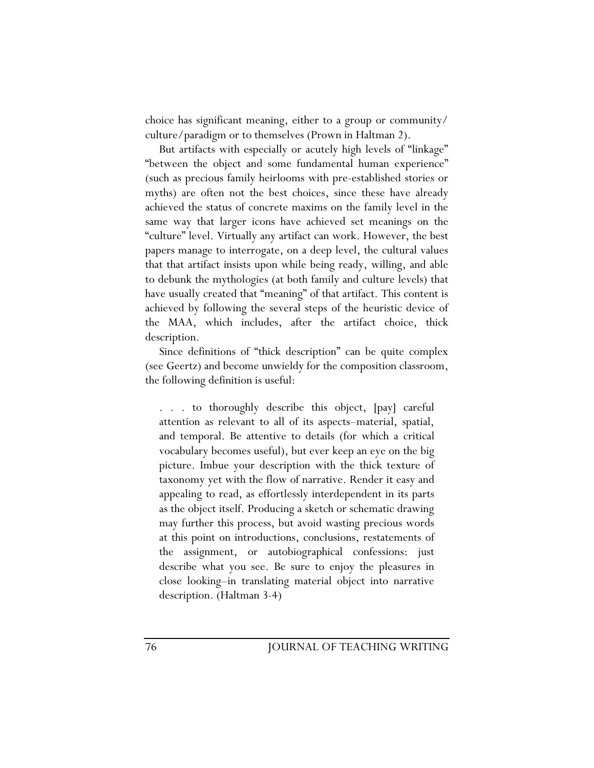choice has significant meaning, either to a group or community/ culture/paradigm or to themselves (Prown in Haltman 2).

But artifacts with especially or acutely high levels of "linkage" "between the object and some fundamental human experience" (such as precious family heirlooms with pre-established stories or myths) are often not the best choices, since these have already achieved the status of concrete maxims on the family level in the same way that larger icons have achieved set meanings on the "culture" level. Virtually any artifact can work. However, the best papers manage to interrogate, on a deep level, the cultural values that that artifact insists upon while being ready, willing, and able to debunk the mythologies (at both family and culture levels) that have usually created that "meaning" of that artifact. This content is achieved by following the several steps of the heuristic device of the MAA, which includes, after the artifact choice, thick description.

Since definitions of "thick description" can be quite complex (see Geertz) and become unwieldy for the composition classroom, the following definition is useful:

> . . . to thoroughly describe this object, [pay] careful attention as relevant to all of its aspects–material, spatial, and temporal. Be attentive to details (for which a critical vocabulary becomes useful), but ever keep an eye on the big picture. Imbue your description with the thick texture of taxonomy yet with the flow of narrative. Render it easy and appealing to read, as effortlessly interdependent in its parts as the object itself. Producing a sketch or schematic drawing may further this process, but avoid wasting precious words at this point on introductions, conclusions, restatements of the assignment, or autobiographical confessions: just describe what you see. Be sure to enjoy the pleasures in close looking–in translating material object into narrative description. (Haltman 3-4)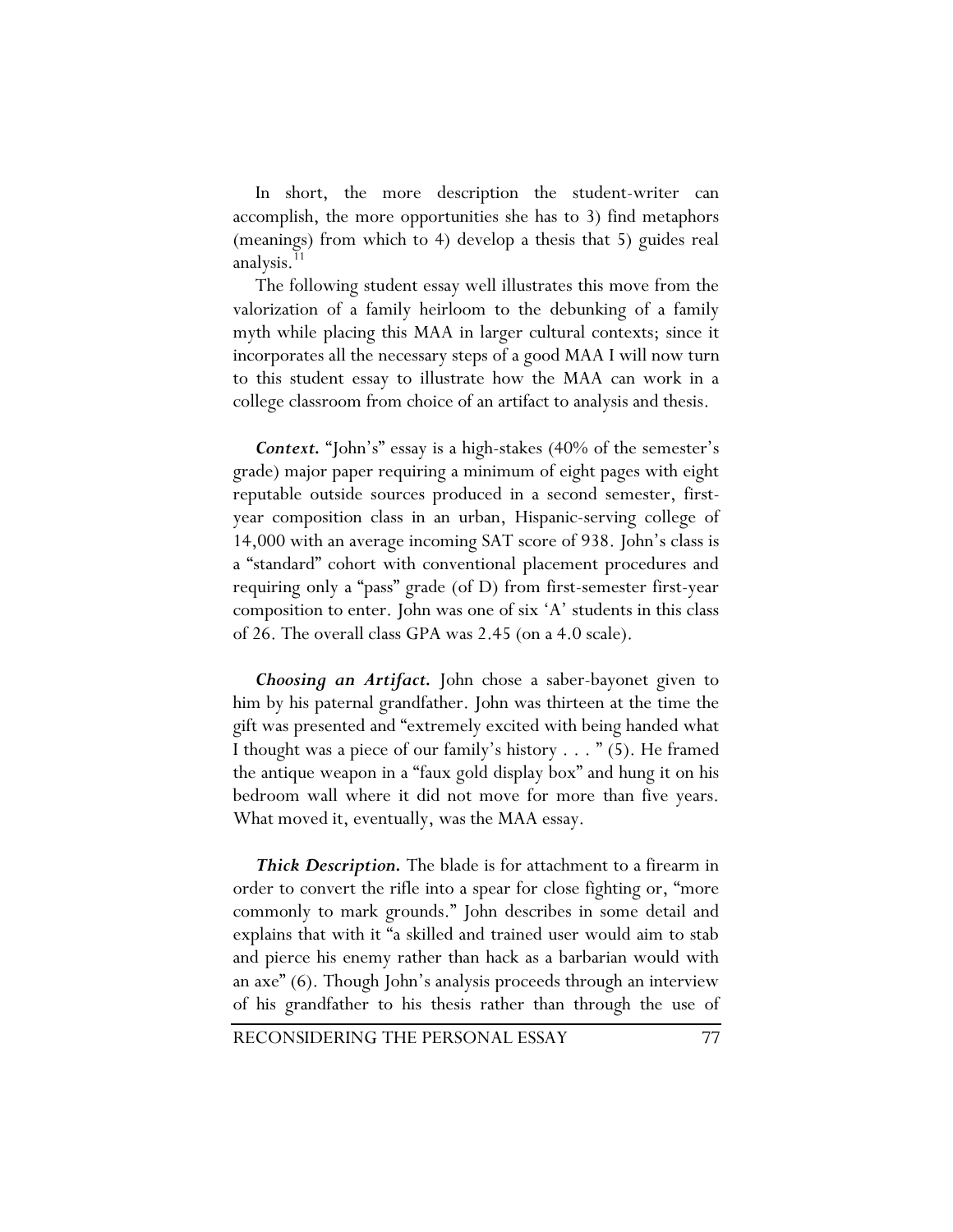In short, the more description the student-writer can accomplish, the more opportunities she has to 3) find metaphors (meanings) from which to 4) develop a thesis that 5) guides real analysis.[11]

The following student essay well illustrates this move from the valorization of a family heirloom to the debunking of a family myth while placing this MAA in larger cultural contexts; since it incorporates all the necessary steps of a good MAA I will now turn to this student essay to illustrate how the MAA can work in a college classroom from choice of an artifact to analysis and thesis.

***Context.*** "John's" essay is a high-stakes (40% of the semester's grade) major paper requiring a minimum of eight pages with eight reputable outside sources produced in a second semester, first-year composition class in an urban, Hispanic-serving college of 14,000 with an average incoming SAT score of 938. John's class is a "standard" cohort with conventional placement procedures and requiring only a "pass" grade (of D) from first-semester first-year composition to enter. John was one of six 'A' students in this class of 26. The overall class GPA was 2.45 (on a 4.0 scale).

***Choosing an Artifact.*** John chose a saber-bayonet given to him by his paternal grandfather. John was thirteen at the time the gift was presented and "extremely excited with being handed what I thought was a piece of our family's history . . . " (5). He framed the antique weapon in a "faux gold display box" and hung it on his bedroom wall where it did not move for more than five years. What moved it, eventually, was the MAA essay.

***Thick Description.*** The blade is for attachment to a firearm in order to convert the rifle into a spear for close fighting or, "more commonly to mark grounds." John describes in some detail and explains that with it "a skilled and trained user would aim to stab and pierce his enemy rather than hack as a barbarian would with an axe" (6). Though John's analysis proceeds through an interview of his grandfather to his thesis rather than through the use of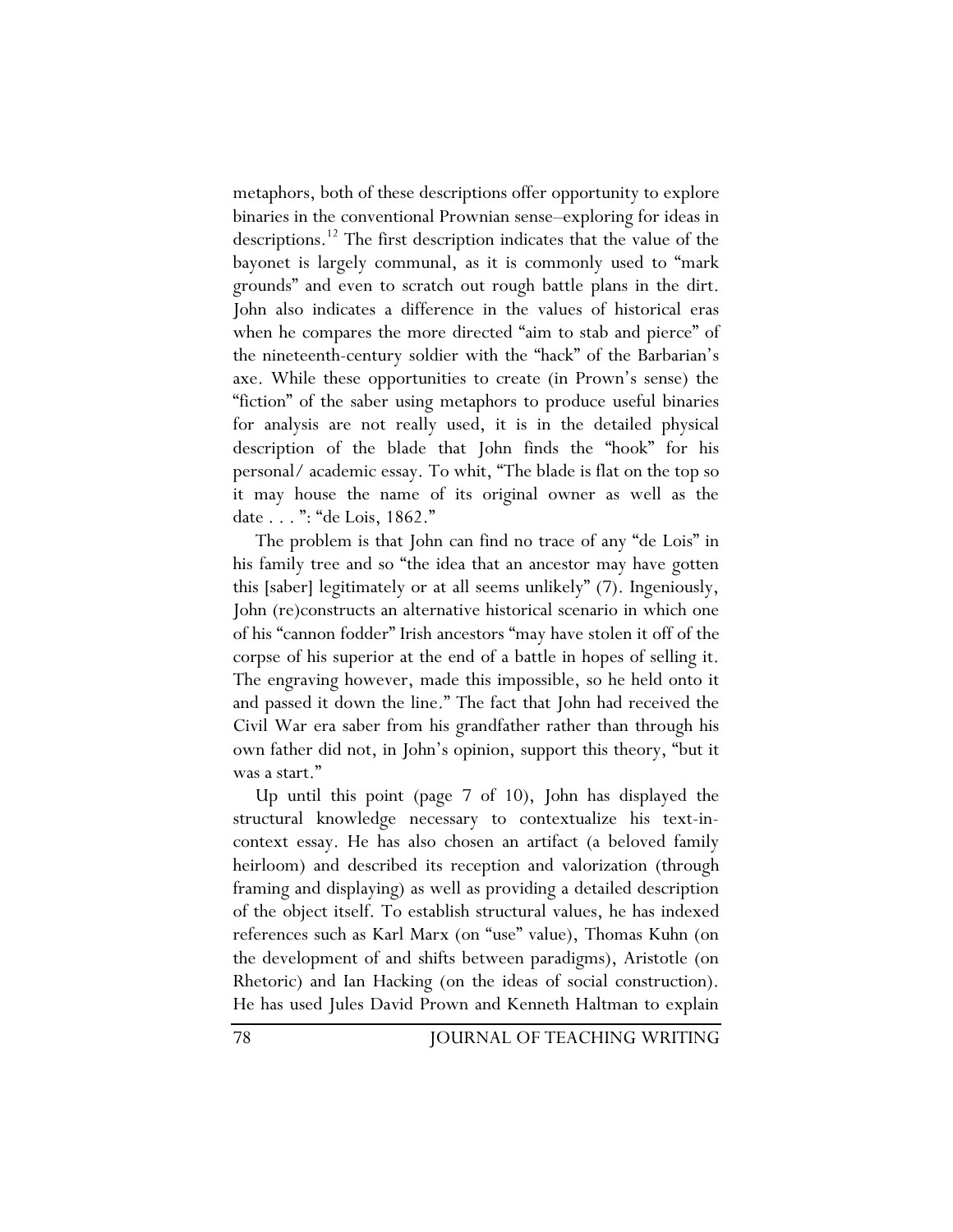metaphors, both of these descriptions offer opportunity to explore binaries in the conventional Prownian sense–exploring for ideas in descriptions.[12] The first description indicates that the value of the bayonet is largely communal, as it is commonly used to "mark grounds" and even to scratch out rough battle plans in the dirt. John also indicates a difference in the values of historical eras when he compares the more directed "aim to stab and pierce" of the nineteenth-century soldier with the "hack" of the Barbarian's axe. While these opportunities to create (in Prown's sense) the "fiction" of the saber using metaphors to produce useful binaries for analysis are not really used, it is in the detailed physical description of the blade that John finds the "hook" for his personal/ academic essay. To whit, "The blade is flat on the top so it may house the name of its original owner as well as the date . . . ": "de Lois, 1862."

The problem is that John can find no trace of any "de Lois" in his family tree and so "the idea that an ancestor may have gotten this [saber] legitimately or at all seems unlikely" (7). Ingeniously, John (re)constructs an alternative historical scenario in which one of his "cannon fodder" Irish ancestors "may have stolen it off of the corpse of his superior at the end of a battle in hopes of selling it. The engraving however, made this impossible, so he held onto it and passed it down the line." The fact that John had received the Civil War era saber from his grandfather rather than through his own father did not, in John's opinion, support this theory, "but it was a start."

Up until this point (page 7 of 10), John has displayed the structural knowledge necessary to contextualize his text-in-context essay. He has also chosen an artifact (a beloved family heirloom) and described its reception and valorization (through framing and displaying) as well as providing a detailed description of the object itself. To establish structural values, he has indexed references such as Karl Marx (on "use" value), Thomas Kuhn (on the development of and shifts between paradigms), Aristotle (on Rhetoric) and Ian Hacking (on the ideas of social construction). He has used Jules David Prown and Kenneth Haltman to explain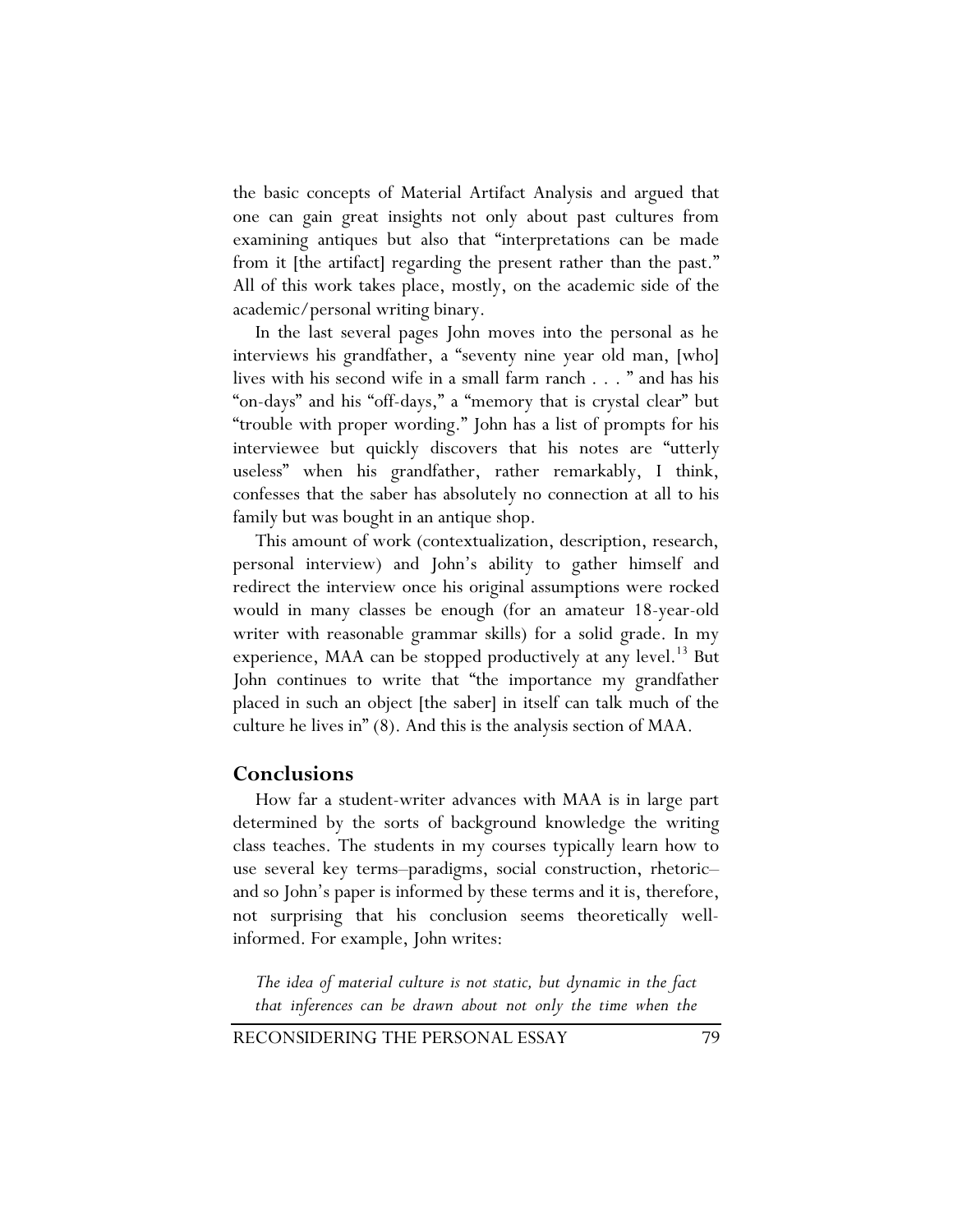the basic concepts of Material Artifact Analysis and argued that one can gain great insights not only about past cultures from examining antiques but also that "interpretations can be made from it [the artifact] regarding the present rather than the past." All of this work takes place, mostly, on the academic side of the academic/personal writing binary.

In the last several pages John moves into the personal as he interviews his grandfather, a "seventy nine year old man, [who] lives with his second wife in a small farm ranch . . . " and has his "on-days" and his "off-days," a "memory that is crystal clear" but "trouble with proper wording." John has a list of prompts for his interviewee but quickly discovers that his notes are "utterly useless" when his grandfather, rather remarkably, I think, confesses that the saber has absolutely no connection at all to his family but was bought in an antique shop.

This amount of work (contextualization, description, research, personal interview) and John's ability to gather himself and redirect the interview once his original assumptions were rocked would in many classes be enough (for an amateur 18-year-old writer with reasonable grammar skills) for a solid grade. In my experience, MAA can be stopped productively at any level.[13] But John continues to write that "the importance my grandfather placed in such an object [the saber] in itself can talk much of the culture he lives in" (8). And this is the analysis section of MAA.

## Conclusions

How far a student-writer advances with MAA is in large part determined by the sorts of background knowledge the writing class teaches. The students in my courses typically learn how to use several key terms–paradigms, social construction, rhetoric– and so John's paper is informed by these terms and it is, therefore, not surprising that his conclusion seems theoretically well-informed. For example, John writes:

> *The idea of material culture is not static, but dynamic in the fact that inferences can be drawn about not only the time when the*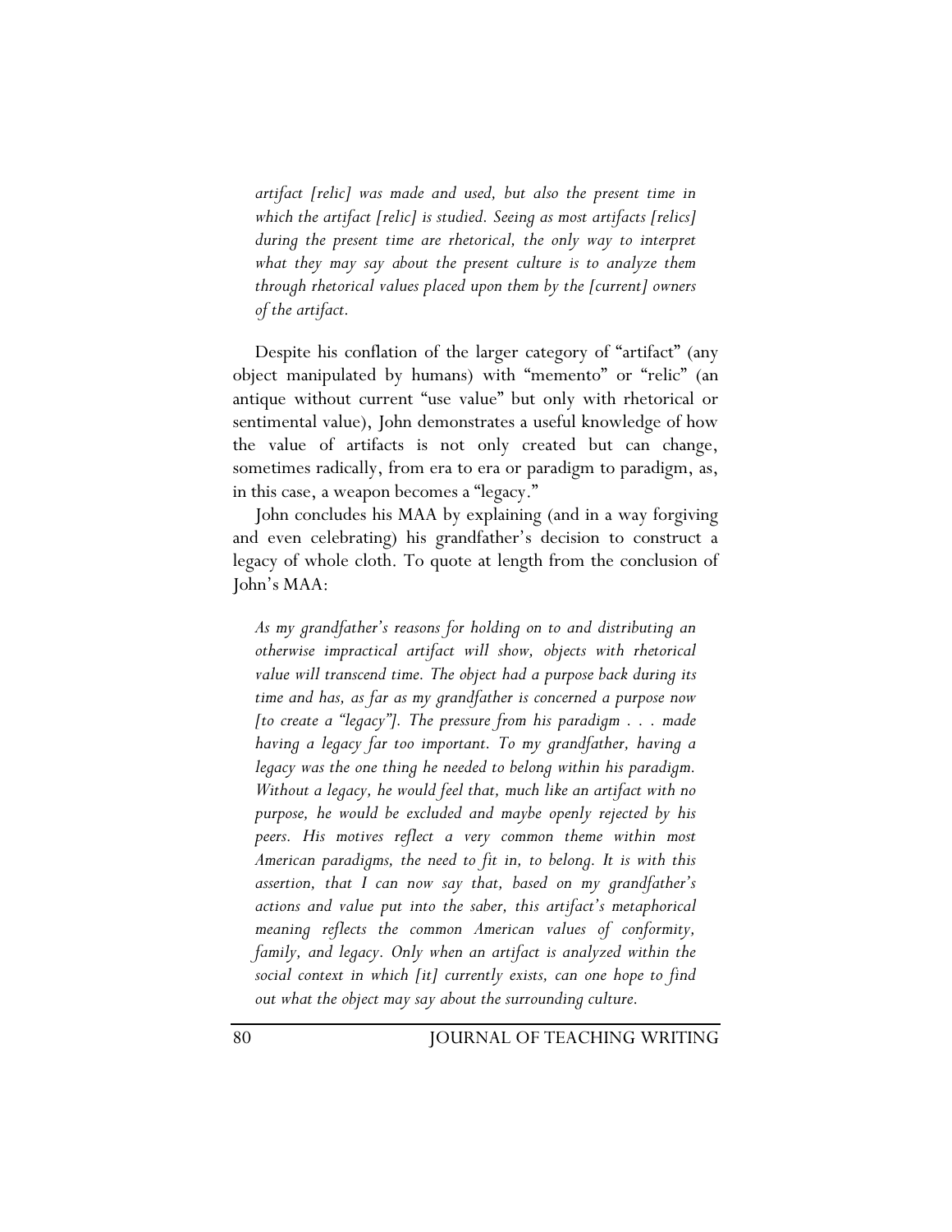*artifact [relic] was made and used, but also the present time in which the artifact [relic] is studied. Seeing as most artifacts [relics] during the present time are rhetorical, the only way to interpret what they may say about the present culture is to analyze them through rhetorical values placed upon them by the [current] owners of the artifact.*

Despite his conflation of the larger category of "artifact" (any object manipulated by humans) with "memento" or "relic" (an antique without current "use value" but only with rhetorical or sentimental value), John demonstrates a useful knowledge of how the value of artifacts is not only created but can change, sometimes radically, from era to era or paradigm to paradigm, as, in this case, a weapon becomes a "legacy."

John concludes his MAA by explaining (and in a way forgiving and even celebrating) his grandfather's decision to construct a legacy of whole cloth. To quote at length from the conclusion of John's MAA:

*As my grandfather's reasons for holding on to and distributing an otherwise impractical artifact will show, objects with rhetorical value will transcend time. The object had a purpose back during its time and has, as far as my grandfather is concerned a purpose now [to create a "legacy"]. The pressure from his paradigm . . . made having a legacy far too important. To my grandfather, having a legacy was the one thing he needed to belong within his paradigm. Without a legacy, he would feel that, much like an artifact with no purpose, he would be excluded and maybe openly rejected by his peers. His motives reflect a very common theme within most American paradigms, the need to fit in, to belong. It is with this assertion, that I can now say that, based on my grandfather's actions and value put into the saber, this artifact's metaphorical meaning reflects the common American values of conformity, family, and legacy. Only when an artifact is analyzed within the social context in which [it] currently exists, can one hope to find out what the object may say about the surrounding culture.*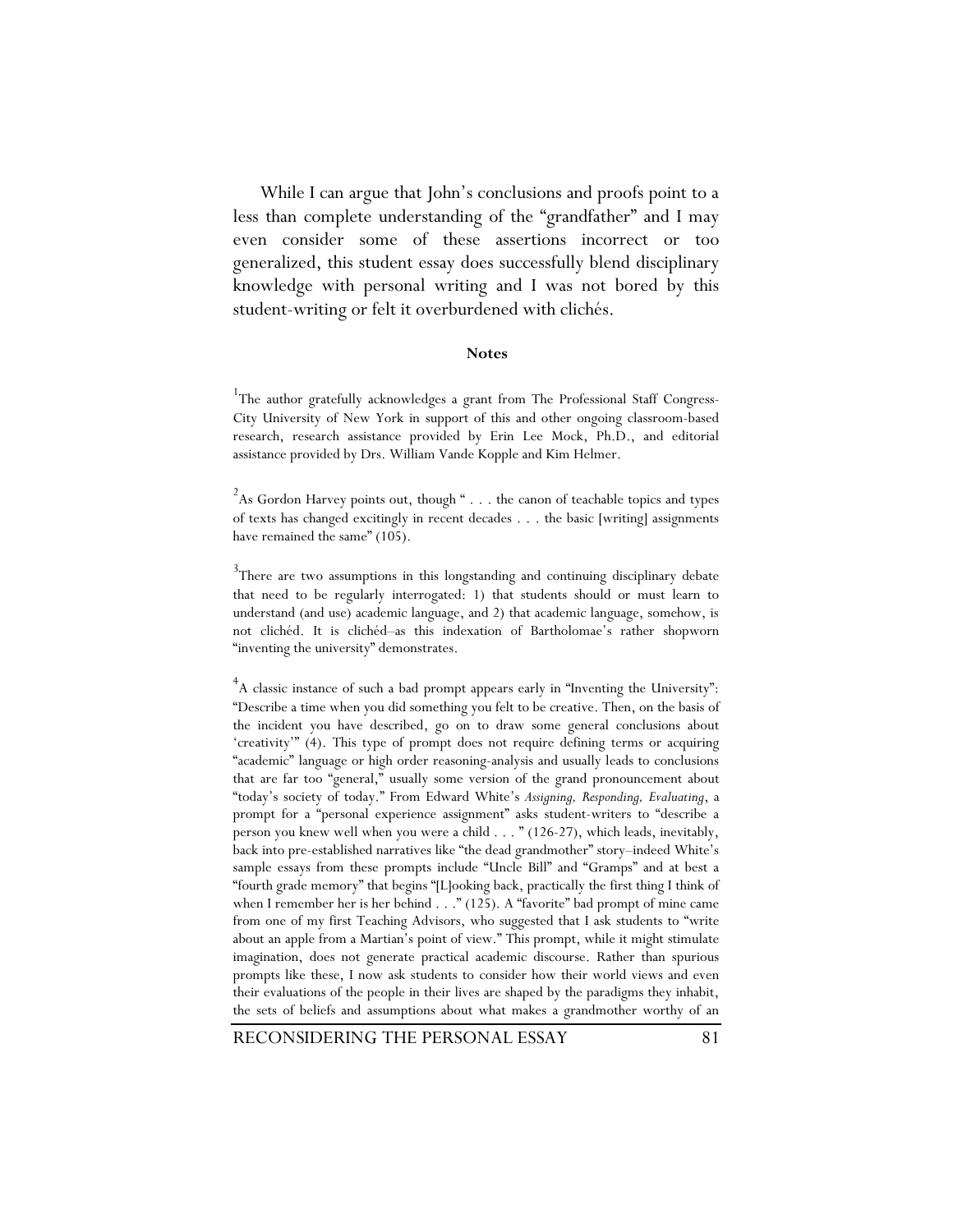While I can argue that John's conclusions and proofs point to a less than complete understanding of the "grandfather" and I may even consider some of these assertions incorrect or too generalized, this student essay does successfully blend disciplinary knowledge with personal writing and I was not bored by this student-writing or felt it overburdened with clichés.

**Notes**

[1]The author gratefully acknowledges a grant from The Professional Staff Congress-City University of New York in support of this and other ongoing classroom-based research, research assistance provided by Erin Lee Mock, Ph.D., and editorial assistance provided by Drs. William Vande Kopple and Kim Helmer.

[2]As Gordon Harvey points out, though " . . . the canon of teachable topics and types of texts has changed excitingly in recent decades . . . the basic [writing] assignments have remained the same" (105).

[3]There are two assumptions in this longstanding and continuing disciplinary debate that need to be regularly interrogated: 1) that students should or must learn to understand (and use) academic language, and 2) that academic language, somehow, is not clichéd. It is clichéd–as this indexation of Bartholomae's rather shopworn "inventing the university" demonstrates.

[4]A classic instance of such a bad prompt appears early in "Inventing the University": "Describe a time when you did something you felt to be creative. Then, on the basis of the incident you have described, go on to draw some general conclusions about 'creativity'" (4). This type of prompt does not require defining terms or acquiring "academic" language or high order reasoning-analysis and usually leads to conclusions that are far too "general," usually some version of the grand pronouncement about "today's society of today." From Edward White's *Assigning, Responding, Evaluating*, a prompt for a "personal experience assignment" asks student-writers to "describe a person you knew well when you were a child . . . " (126-27), which leads, inevitably, back into pre-established narratives like "the dead grandmother" story–indeed White's sample essays from these prompts include "Uncle Bill" and "Gramps" and at best a "fourth grade memory" that begins "[L]ooking back, practically the first thing I think of when I remember her is her behind . . ." (125). A "favorite" bad prompt of mine came from one of my first Teaching Advisors, who suggested that I ask students to "write about an apple from a Martian's point of view." This prompt, while it might stimulate imagination, does not generate practical academic discourse. Rather than spurious prompts like these, I now ask students to consider how their world views and even their evaluations of the people in their lives are shaped by the paradigms they inhabit, the sets of beliefs and assumptions about what makes a grandmother worthy of an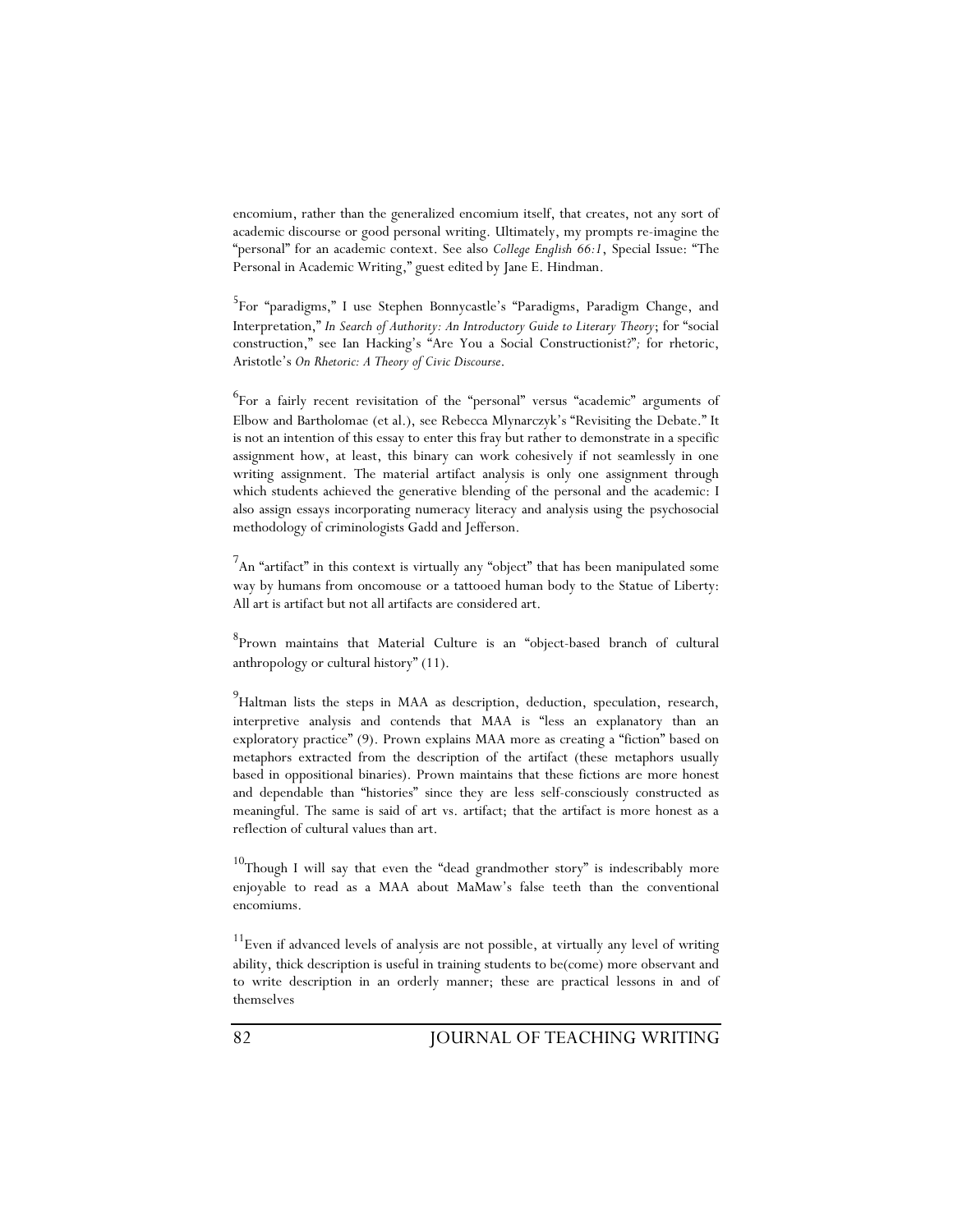encomium, rather than the generalized encomium itself, that creates, not any sort of academic discourse or good personal writing. Ultimately, my prompts re-imagine the "personal" for an academic context. See also *College English 66:1*, Special Issue: "The Personal in Academic Writing," guest edited by Jane E. Hindman.

[5]For "paradigms," I use Stephen Bonnycastle's "Paradigms, Paradigm Change, and Interpretation," *In Search of Authority: An Introductory Guide to Literary Theory*; for "social construction," see Ian Hacking's "Are You a Social Constructionist?"; for rhetoric, Aristotle's *On Rhetoric: A Theory of Civic Discourse*.

[6]For a fairly recent revisitation of the "personal" versus "academic" arguments of Elbow and Bartholomae (et al.), see Rebecca Mlynarczyk's "Revisiting the Debate." It is not an intention of this essay to enter this fray but rather to demonstrate in a specific assignment how, at least, this binary can work cohesively if not seamlessly in one writing assignment. The material artifact analysis is only one assignment through which students achieved the generative blending of the personal and the academic: I also assign essays incorporating numeracy literacy and analysis using the psychosocial methodology of criminologists Gadd and Jefferson.

[7]An "artifact" in this context is virtually any "object" that has been manipulated some way by humans from oncomouse or a tattooed human body to the Statue of Liberty: All art is artifact but not all artifacts are considered art.

[8]Prown maintains that Material Culture is an "object-based branch of cultural anthropology or cultural history" (11).

[9]Haltman lists the steps in MAA as description, deduction, speculation, research, interpretive analysis and contends that MAA is "less an explanatory than an exploratory practice" (9). Prown explains MAA more as creating a "fiction" based on metaphors extracted from the description of the artifact (these metaphors usually based in oppositional binaries). Prown maintains that these fictions are more honest and dependable than "histories" since they are less self-consciously constructed as meaningful. The same is said of art vs. artifact; that the artifact is more honest as a reflection of cultural values than art.

[10]Though I will say that even the "dead grandmother story" is indescribably more enjoyable to read as a MAA about MaMaw's false teeth than the conventional encomiums.

[11]Even if advanced levels of analysis are not possible, at virtually any level of writing ability, thick description is useful in training students to be(come) more observant and to write description in an orderly manner; these are practical lessons in and of themselves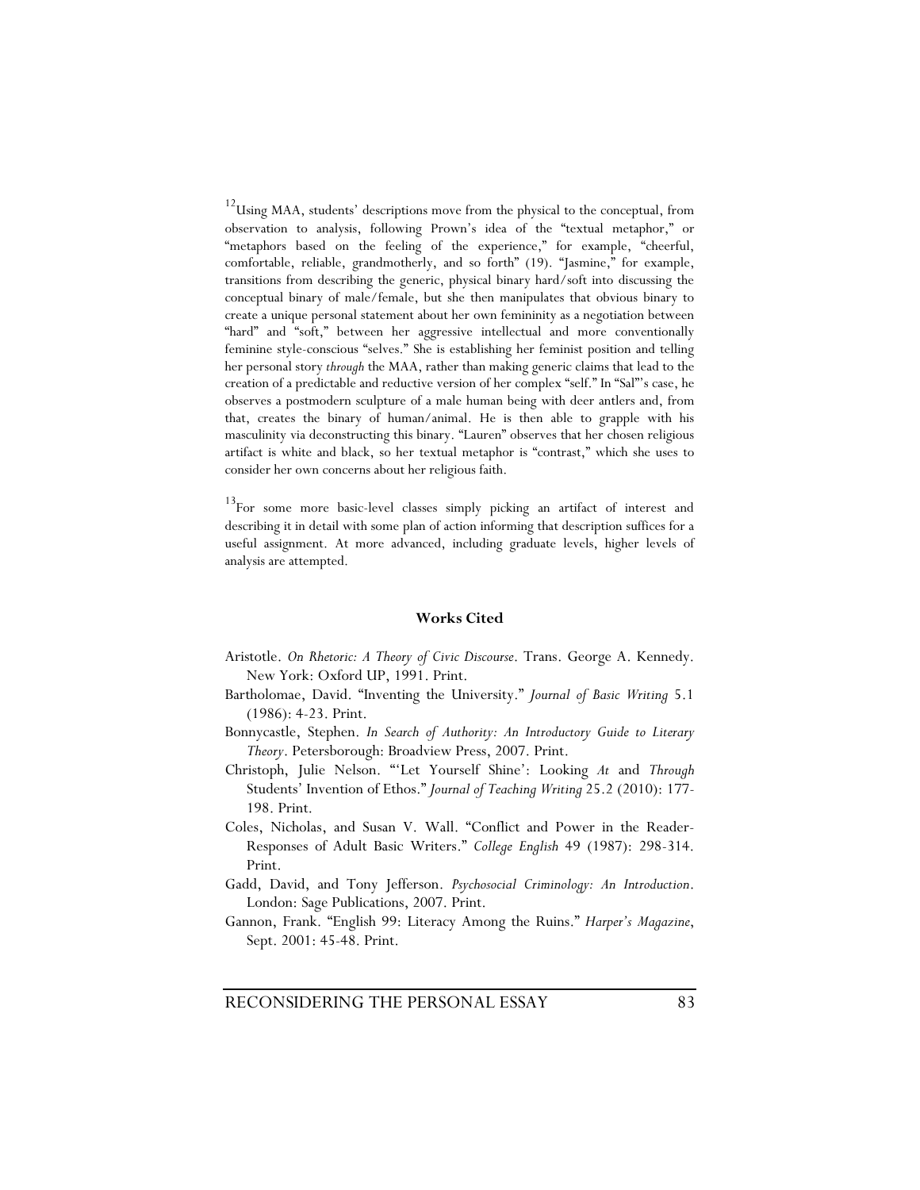[12]Using MAA, students' descriptions move from the physical to the conceptual, from observation to analysis, following Prown's idea of the "textual metaphor," or "metaphors based on the feeling of the experience," for example, "cheerful, comfortable, reliable, grandmotherly, and so forth" (19). "Jasmine," for example, transitions from describing the generic, physical binary hard/soft into discussing the conceptual binary of male/female, but she then manipulates that obvious binary to create a unique personal statement about her own femininity as a negotiation between "hard" and "soft," between her aggressive intellectual and more conventionally feminine style-conscious "selves." She is establishing her feminist position and telling her personal story *through* the MAA, rather than making generic claims that lead to the creation of a predictable and reductive version of her complex "self." In "Sal"'s case, he observes a postmodern sculpture of a male human being with deer antlers and, from that, creates the binary of human/animal. He is then able to grapple with his masculinity via deconstructing this binary. "Lauren" observes that her chosen religious artifact is white and black, so her textual metaphor is "contrast," which she uses to consider her own concerns about her religious faith.

[13]For some more basic-level classes simply picking an artifact of interest and describing it in detail with some plan of action informing that description suffices for a useful assignment. At more advanced, including graduate levels, higher levels of analysis are attempted.

## Works Cited

Aristotle. *On Rhetoric: A Theory of Civic Discourse*. Trans. George A. Kennedy. New York: Oxford UP, 1991. Print.

Bartholomae, David. "Inventing the University." *Journal of Basic Writing* 5.1 (1986): 4-23. Print.

Bonnycastle, Stephen. *In Search of Authority: An Introductory Guide to Literary Theory*. Petersborough: Broadview Press, 2007. Print.

Christoph, Julie Nelson. "'Let Yourself Shine': Looking *At* and *Through* Students' Invention of Ethos." *Journal of Teaching Writing* 25.2 (2010): 177-198. Print.

Coles, Nicholas, and Susan V. Wall. "Conflict and Power in the Reader-Responses of Adult Basic Writers." *College English* 49 (1987): 298-314. Print.

Gadd, David, and Tony Jefferson. *Psychosocial Criminology: An Introduction*. London: Sage Publications, 2007. Print.

Gannon, Frank. "English 99: Literacy Among the Ruins." *Harper's Magazine*, Sept. 2001: 45-48. Print.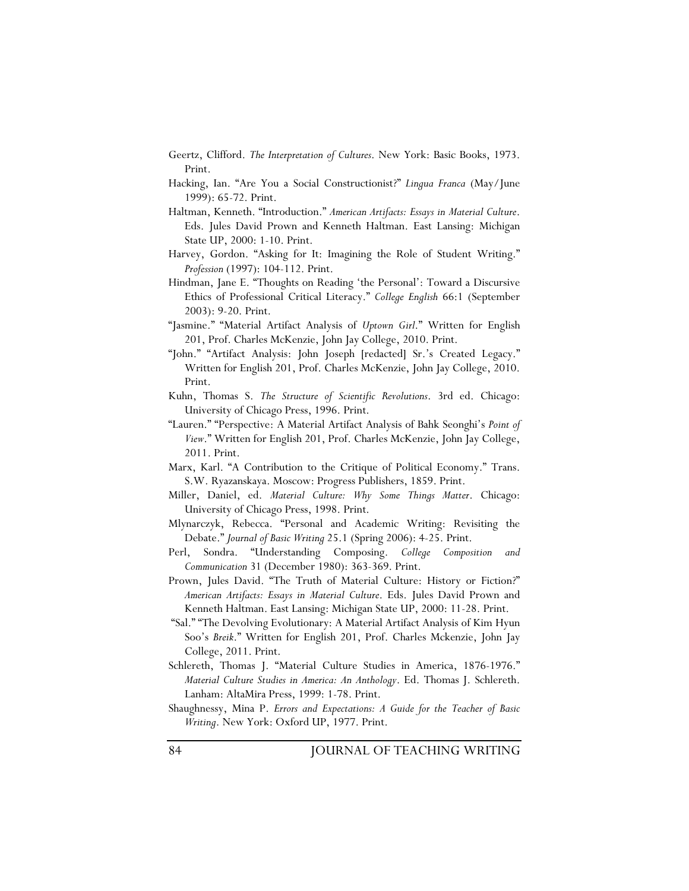Geertz, Clifford. *The Interpretation of Cultures*. New York: Basic Books, 1973. Print.

Hacking, Ian. "Are You a Social Constructionist?" *Lingua Franca* (May/June 1999): 65-72. Print.

Haltman, Kenneth. "Introduction." *American Artifacts: Essays in Material Culture*. Eds. Jules David Prown and Kenneth Haltman. East Lansing: Michigan State UP, 2000: 1-10. Print.

Harvey, Gordon. "Asking for It: Imagining the Role of Student Writing." *Profession* (1997): 104-112. Print.

Hindman, Jane E. "Thoughts on Reading 'the Personal': Toward a Discursive Ethics of Professional Critical Literacy." *College English* 66:1 (September 2003): 9-20. Print.

"Jasmine." "Material Artifact Analysis of *Uptown Girl*." Written for English 201, Prof. Charles McKenzie, John Jay College, 2010. Print.

"John." "Artifact Analysis: John Joseph [redacted] Sr.'s Created Legacy." Written for English 201, Prof. Charles McKenzie, John Jay College, 2010. Print.

Kuhn, Thomas S. *The Structure of Scientific Revolutions*. 3rd ed. Chicago: University of Chicago Press, 1996. Print.

"Lauren." "Perspective: A Material Artifact Analysis of Bahk Seonghi's *Point of View*." Written for English 201, Prof. Charles McKenzie, John Jay College, 2011. Print.

Marx, Karl. "A Contribution to the Critique of Political Economy." Trans. S.W. Ryazanskaya. Moscow: Progress Publishers, 1859. Print.

Miller, Daniel, ed. *Material Culture: Why Some Things Matter*. Chicago: University of Chicago Press, 1998. Print.

Mlynarczyk, Rebecca. "Personal and Academic Writing: Revisiting the Debate." *Journal of Basic Writing* 25.1 (Spring 2006): 4-25. Print.

Perl, Sondra. "Understanding Composing. *College Composition and Communication* 31 (December 1980): 363-369. Print.

Prown, Jules David. "The Truth of Material Culture: History or Fiction?" *American Artifacts: Essays in Material Culture*. Eds. Jules David Prown and Kenneth Haltman. East Lansing: Michigan State UP, 2000: 11-28. Print.

"Sal." "The Devolving Evolutionary: A Material Artifact Analysis of Kim Hyun Soo's *Breik*." Written for English 201, Prof. Charles Mckenzie, John Jay College, 2011. Print.

Schlereth, Thomas J. "Material Culture Studies in America, 1876-1976." *Material Culture Studies in America: An Anthology*. Ed. Thomas J. Schlereth. Lanham: AltaMira Press, 1999: 1-78. Print.

Shaughnessy, Mina P. *Errors and Expectations: A Guide for the Teacher of Basic Writing*. New York: Oxford UP, 1977. Print.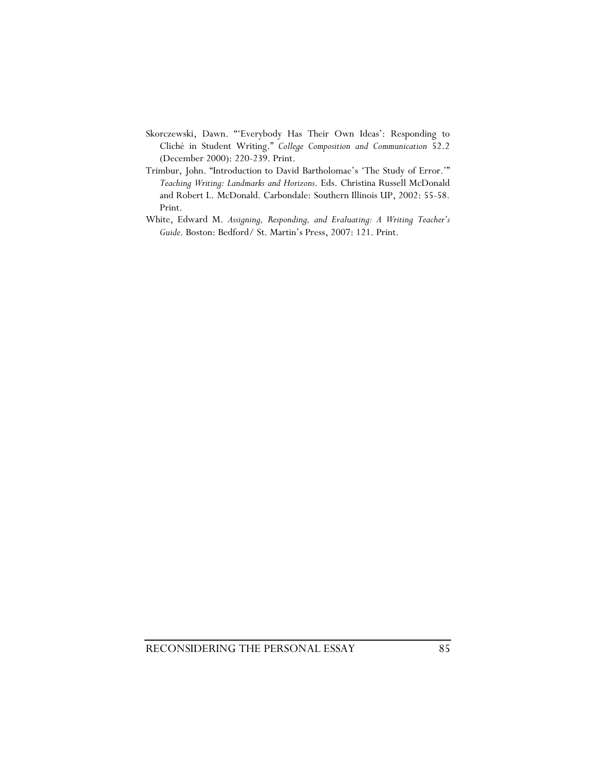Skorczewski, Dawn. "'Everybody Has Their Own Ideas': Responding to Cliché in Student Writing." *College Composition and Communication* 52.2 (December 2000): 220-239. Print.

Trimbur, John. "Introduction to David Bartholomae's 'The Study of Error.'" *Teaching Writing: Landmarks and Horizons*. Eds. Christina Russell McDonald and Robert L. McDonald. Carbondale: Southern Illinois UP, 2002: 55-58. Print.

White, Edward M. *Assigning, Responding, and Evaluating: A Writing Teacher's Guide*. Boston: Bedford/ St. Martin's Press, 2007: 121. Print.